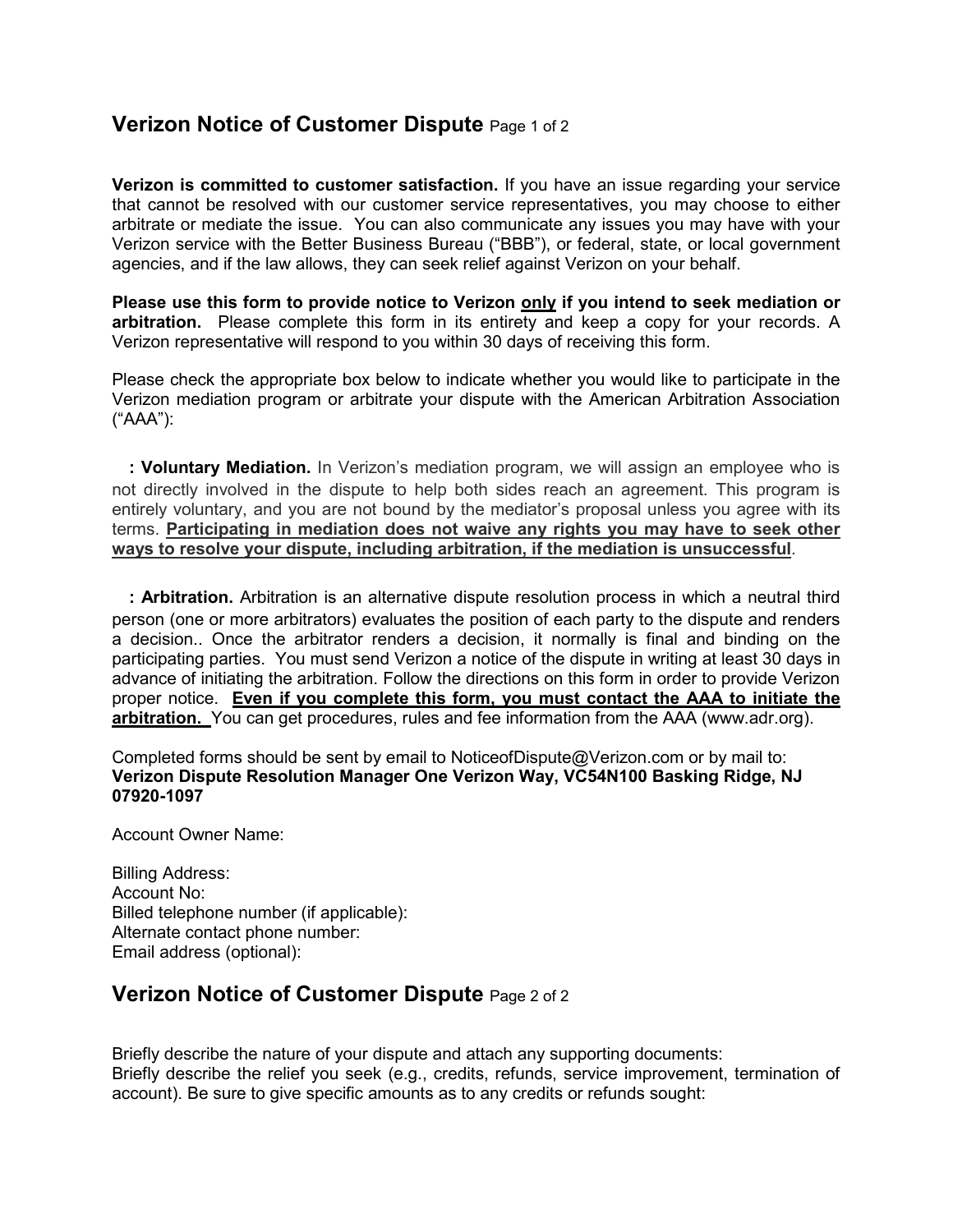## Verizon Notice of Customer Dispute Page 1 of 2

**Verizon is committed to customer satisfaction.** If you have an issue regarding your service that cannot be resolved with our customer service representatives, you may choose to either arbitrate or mediate the issue. You can also communicate any issues you may have with your Verizon service with the Better Business Bureau ("BBB"), or federal, state, or local government agencies, and if the law allows, they can seek relief against Verizon on your behalf.

**Please use this form to provide notice to Verizon <u>only</u> if you intend to seek mediation or arbitration.** Please complete this form in its entirety and keep a copy for your records. A Verizon representative will respond to you within 30 days of receiving this form.

Please check the appropriate box below to indicate whether you would like to participate in the Verizon mediation program or arbitrate your dispute with the American Arbitration Association ("AAA"):

**: Voluntary Mediation.** In Verizon's mediation program, we will assign an employee who is not directly involved in the dispute to help both sides reach an agreement. This program is entirely voluntary, and you are not bound by the mediator's proposal unless you agree with its terms. **<u>Participating in mediation does not waive any rights you may have to seek other ways to resolve your dispute, including arbitration, if the mediation is unsuccessful</u>**.

**: Arbitration.** Arbitration is an alternative dispute resolution process in which a neutral third person (one or more arbitrators) evaluates the position of each party to the dispute and renders a decision.. Once the arbitrator renders a decision, it normally is final and binding on the participating parties. You must send Verizon a notice of the dispute in writing at least 30 days in advance of initiating the arbitration. Follow the directions on this form in order to provide Verizon proper notice. **<u>Even if you complete this form, you must contact the AAA to initiate the arbitration.</u>** You can get procedures, rules and fee information from the AAA (www.adr.org).

Completed forms should be sent by email to NoticeofDispute@Verizon.com or by mail to:
**Verizon Dispute Resolution Manager One Verizon Way, VC54N100 Basking Ridge, NJ 07920-1097**

Account Owner Name:

Billing Address:
Account No:
Billed telephone number (if applicable):
Alternate contact phone number:
Email address (optional):

## Verizon Notice of Customer Dispute Page 2 of 2

Briefly describe the nature of your dispute and attach any supporting documents:
Briefly describe the relief you seek (e.g., credits, refunds, service improvement, termination of account). Be sure to give specific amounts as to any credits or refunds sought: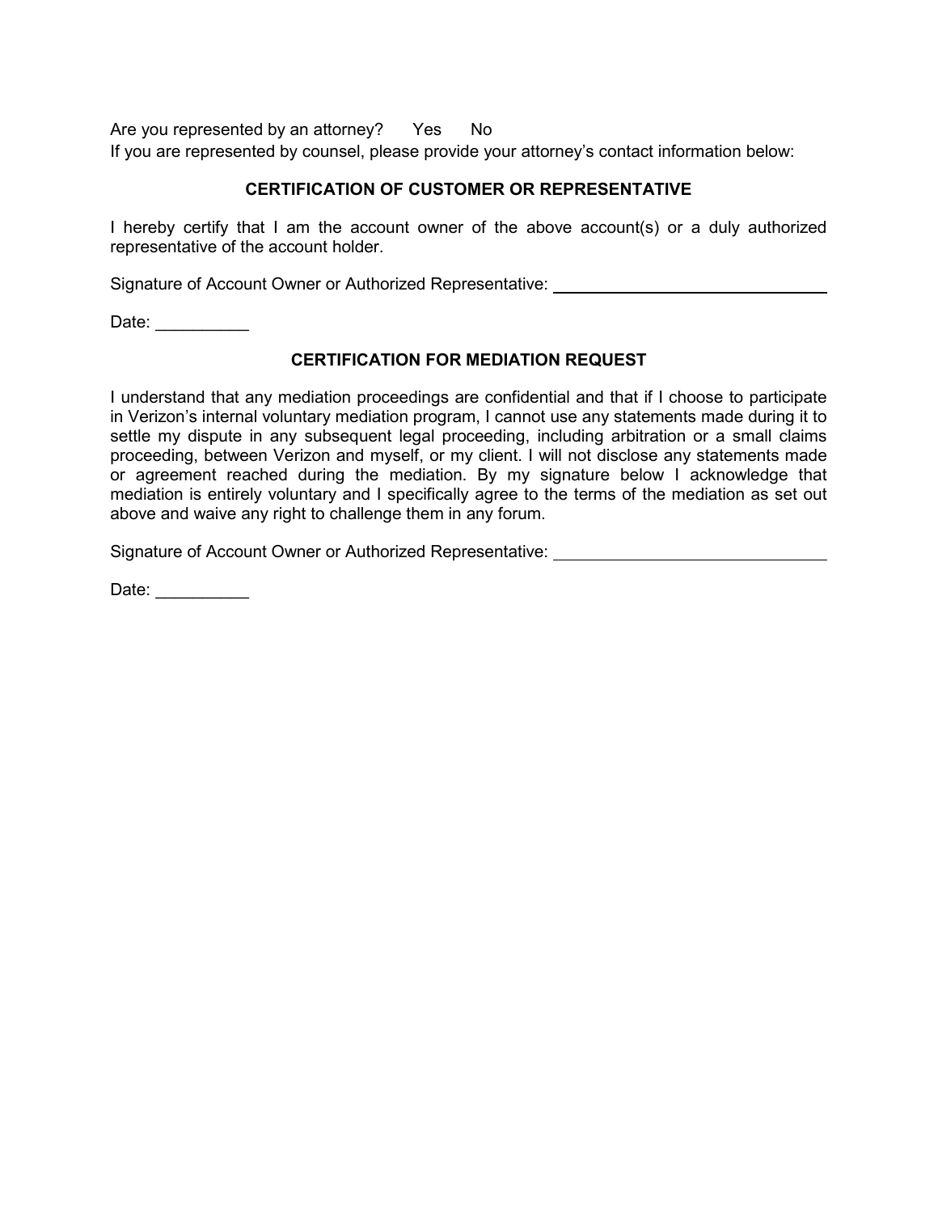Are you represented by an attorney? Yes No

If you are represented by counsel, please provide your attorney's contact information below:

## CERTIFICATION OF CUSTOMER OR REPRESENTATIVE

I hereby certify that I am the account owner of the above account(s) or a duly authorized representative of the account holder.

Signature of Account Owner or Authorized Representative: ______________________________

Date: __________

## CERTIFICATION FOR MEDIATION REQUEST

I understand that any mediation proceedings are confidential and that if I choose to participate in Verizon's internal voluntary mediation program, I cannot use any statements made during it to settle my dispute in any subsequent legal proceeding, including arbitration or a small claims proceeding, between Verizon and myself, or my client. I will not disclose any statements made or agreement reached during the mediation. By my signature below I acknowledge that mediation is entirely voluntary and I specifically agree to the terms of the mediation as set out above and waive any right to challenge them in any forum.

Signature of Account Owner or Authorized Representative: ______________________________

Date: __________